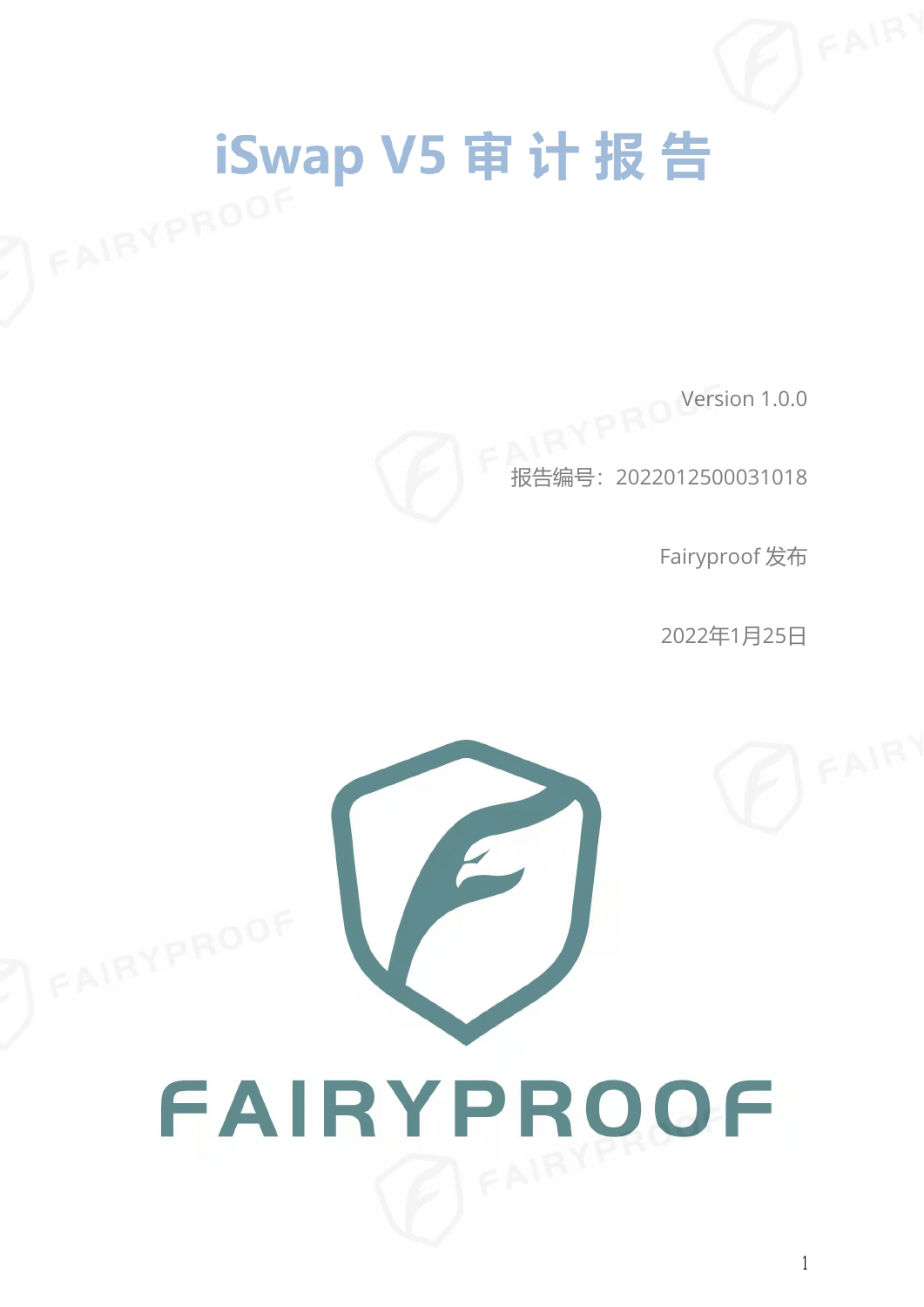# iSwap V5 审计报告

Version 1.0.0

报告编号：2022012500031018

Fairyproof 发布

2022年1月25日

FAIRYPROOF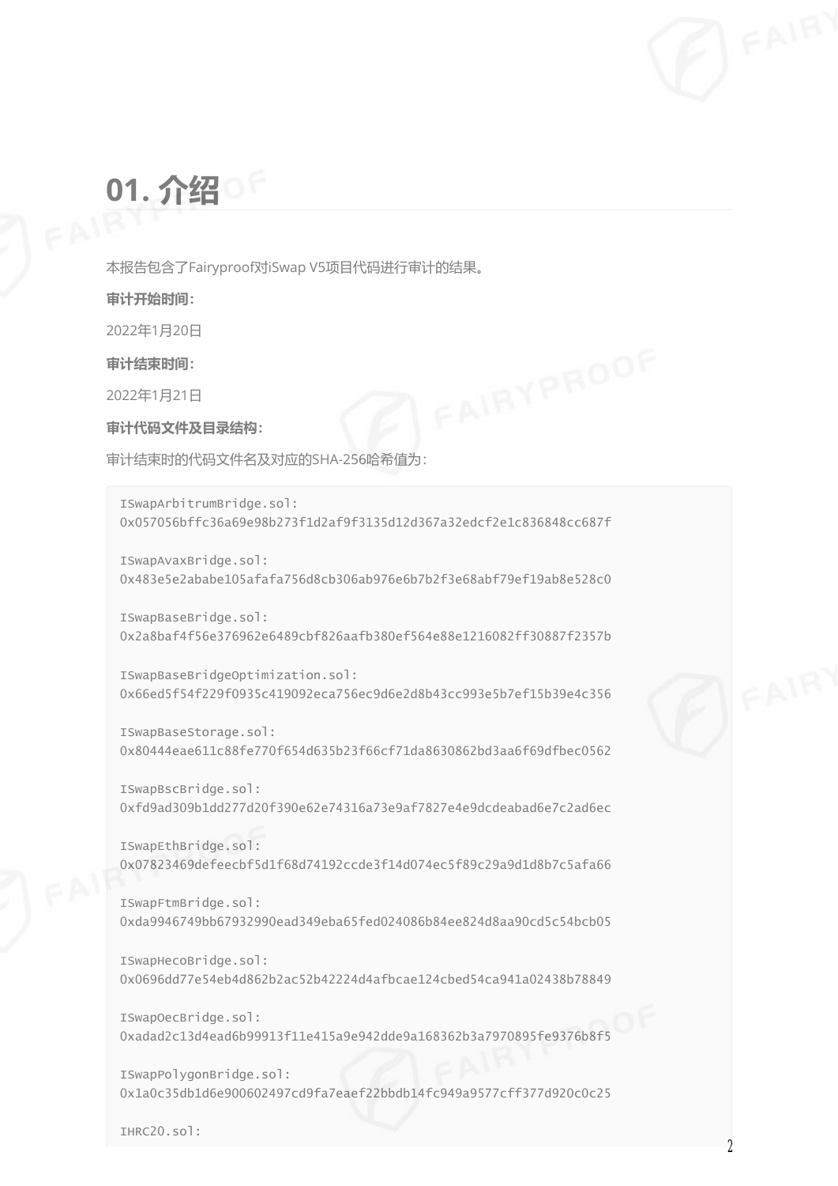# 01. 介绍

本报告包含了Fairyproof对iSwap V5项目代码进行审计的结果。

**审计开始时间：**

2022年1月20日

**审计结束时间：**

2022年1月21日

**审计代码文件及目录结构：**

审计结束时的代码文件名及对应的SHA-256哈希值为：

```
ISwapArbitrumBridge.sol:
0x057056bffc36a69e98b273f1d2af9f3135d12d367a32edcf2e1c836848cc687f

ISwapAvaxBridge.sol:
0x483e5e2ababe105afafa756d8cb306ab976e6b7b2f3e68abf79ef19ab8e528c0

ISwapBaseBridge.sol:
0x2a8baf4f56e376962e6489cbf826aafb380ef564e88e1216082ff30887f2357b

ISwapBaseBridgeOptimization.sol:
0x66ed5f54f229f0935c419092eca756ec9d6e2d8b43cc993e5b7ef15b39e4c356

ISwapBaseStorage.sol:
0x80444eae611c88fe770f654d635b23f66cf71da8630862bd3aa6f69dfbec0562

ISwapBscBridge.sol:
0xfd9ad309b1dd277d20f390e62e74316a73e9af7827e4e9dcdeabad6e7c2ad6ec

ISwapEthBridge.sol:
0x07823469defeecbf5d1f68d74192ccde3f14d074ec5f89c29a9d1d8b7c5afa66

ISwapFtmBridge.sol:
0xda9946749bb67932990ead349eba65fed024086b84ee824d8aa90cd5c54bcb05

ISwapHecoBridge.sol:
0x0696dd77e54eb4d862b2ac52b42224d4afbcae124cbed54ca941a02438b78849

ISwapOecBridge.sol:
0xadad2c13d4ead6b99913f11e415a9e942dde9a168362b3a7970895fe9376b8f5

ISwapPolygonBridge.sol:
0x1a0c35db1d6e900602497cd9fa7eaef22bbdb14fc949a9577cff377d920c0c25

IHRC20.sol:
```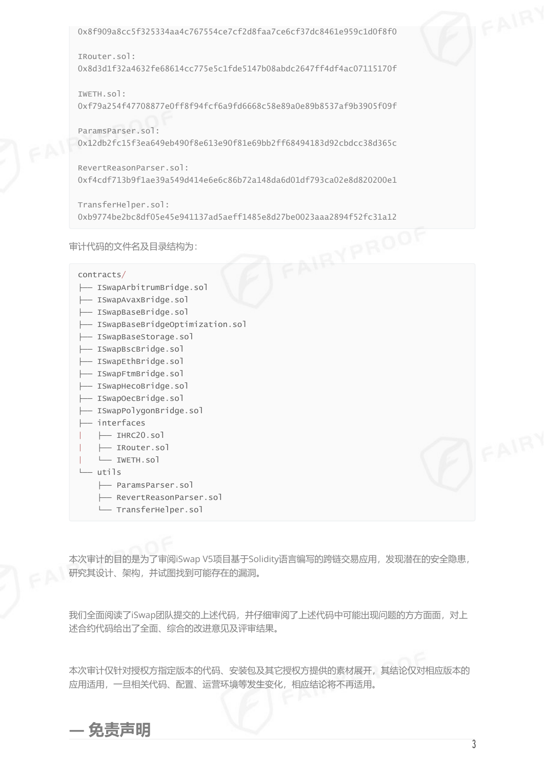```
0x8f909a8cc5f325334aa4c767554ce7cf2d8faa7ce6cf37dc8461e959c1d0f8f0

IRouter.sol:
0x8d3d1f32a4632fe68614cc775e5c1fde5147b08abdc2647ff4df4ac07115170f

IWETH.sol:
0xf79a254f47708877e0ff8f94fcf6a9fd6668c58e89a0e89b8537af9b3905f09f

ParamsParser.sol:
0x12db2fc15f3ea649eb490f8e613e90f81e69bb2ff68494183d92cbdcc38d365c

RevertReasonParser.sol:
0xf4cdf713b9f1ae39a549d414e6e6c86b72a148da6d01df793ca02e8d820200e1

TransferHelper.sol:
0xb9774be2bc8df05e45e941137ad5aeff1485e8d27be0023aaa2894f52fc31a12
```

审计代码的文件名及目录结构为：

```
contracts/
├── ISwapArbitrumBridge.sol
├── ISwapAvaxBridge.sol
├── ISwapBaseBridge.sol
├── ISwapBaseBridgeOptimization.sol
├── ISwapBaseStorage.sol
├── ISwapBscBridge.sol
├── ISwapEthBridge.sol
├── ISwapFtmBridge.sol
├── ISwapHecoBridge.sol
├── ISwapOecBridge.sol
├── ISwapPolygonBridge.sol
├── interfaces
│   ├── IHRC20.sol
│   ├── IRouter.sol
│   └── IWETH.sol
└── utils
    ├── ParamsParser.sol
    ├── RevertReasonParser.sol
    └── TransferHelper.sol
```

本次审计的目的是为了审阅iSwap V5项目基于Solidity语言编写的跨链交易应用，发现潜在的安全隐患，研究其设计、架构，并试图找到可能存在的漏洞。

我们全面阅读了iSwap团队提交的上述代码，并仔细审阅了上述代码中可能出现问题的方方面面，对上述合约代码给出了全面、综合的改进意见及评审结果。

本次审计仅针对授权方指定版本的代码、安装包及其它授权方提供的素材展开，其结论仅对相应版本的应用适用，一旦相关代码、配置、运营环境等发生变化，相应结论将不再适用。

## — 免责声明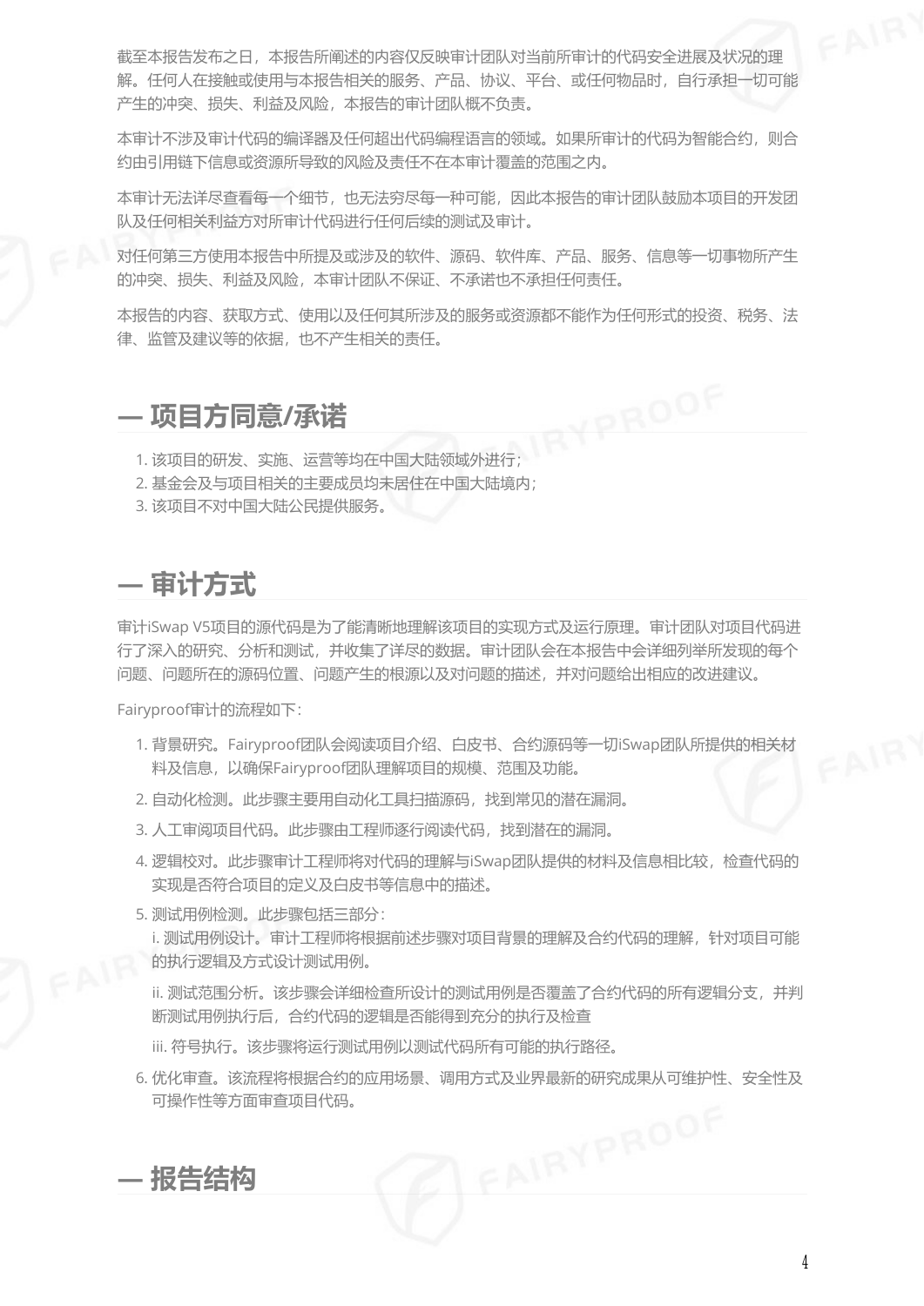截至本报告发布之日，本报告所阐述的内容仅反映审计团队对当前所审计的代码安全进展及状况的理解。任何人在接触或使用与本报告相关的服务、产品、协议、平台、或任何物品时，自行承担一切可能产生的冲突、损失、利益及风险，本报告的审计团队概不负责。

本审计不涉及审计代码的编译器及任何超出代码编程语言的领域。如果所审计的代码为智能合约，则合约由引用链下信息或资源所导致的风险及责任不在本审计覆盖的范围之内。

本审计无法详尽查看每一个细节，也无法穷尽每一种可能，因此本报告的审计团队鼓励本项目的开发团队及任何相关利益方对所审计代码进行任何后续的测试及审计。

对任何第三方使用本报告中所提及或涉及的软件、源码、软件库、产品、服务、信息等一切事物所产生的冲突、损失、利益及风险，本审计团队不保证、不承诺也不承担任何责任。

本报告的内容、获取方式、使用以及任何其所涉及的服务或资源都不能作为任何形式的投资、税务、法律、监管及建议等的依据，也不产生相关的责任。

## — 项目方同意/承诺

1. 该项目的研发、实施、运营等均在中国大陆领域外进行；
2. 基金会及与项目相关的主要成员均未居住在中国大陆境内；
3. 该项目不对中国大陆公民提供服务。

## — 审计方式

审计iSwap V5项目的源代码是为了能清晰地理解该项目的实现方式及运行原理。审计团队对项目代码进行了深入的研究、分析和测试，并收集了详尽的数据。审计团队会在本报告中会详细列举所发现的每个问题、问题所在的源码位置、问题产生的根源以及对问题的描述，并对问题给出相应的改进建议。

Fairyproof审计的流程如下：

1. 背景研究。Fairyproof团队会阅读项目介绍、白皮书、合约源码等一切iSwap团队所提供的相关材料及信息，以确保Fairyproof团队理解项目的规模、范围及功能。
2. 自动化检测。此步骤主要用自动化工具扫描源码，找到常见的潜在漏洞。
3. 人工审阅项目代码。此步骤由工程师逐行阅读代码，找到潜在的漏洞。
4. 逻辑校对。此步骤审计工程师将对代码的理解与iSwap团队提供的材料及信息相比较，检查代码的实现是否符合项目的定义及白皮书等信息中的描述。
5. 测试用例检测。此步骤包括三部分：

   i. 测试用例设计。审计工程师将根据前述步骤对项目背景的理解及合约代码的理解，针对项目可能的执行逻辑及方式设计测试用例。

   ii. 测试范围分析。该步骤会详细检查所设计的测试用例是否覆盖了合约代码的所有逻辑分支，并判断测试用例执行后，合约代码的逻辑是否能得到充分的执行及检查

   iii. 符号执行。该步骤将运行测试用例以测试代码所有可能的执行路径。
6. 优化审查。该流程将根据合约的应用场景、调用方式及业界最新的研究成果从可维护性、安全性及可操作性等方面审查项目代码。

## — 报告结构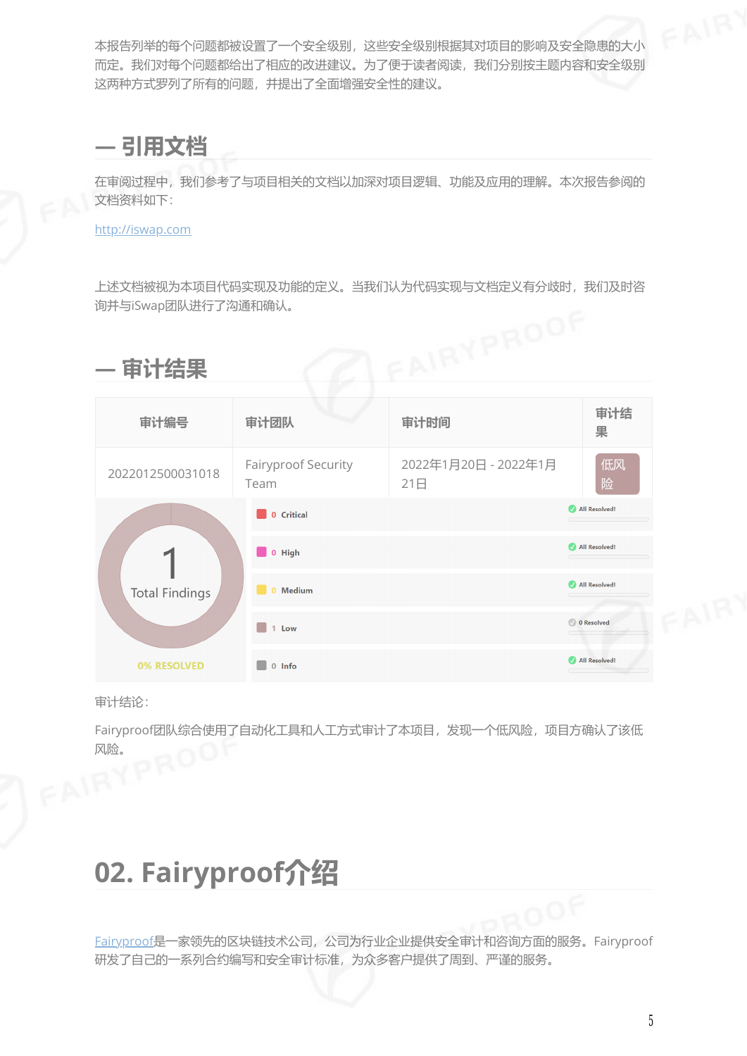本报告列举的每个问题都被设置了一个安全级别，这些安全级别根据其对项目的影响及安全隐患的大小而定。我们对每个问题都给出了相应的改进建议。为了便于读者阅读，我们分别按主题内容和安全级别这两种方式罗列了所有的问题，并提出了全面增强安全性的建议。

## — 引用文档

在审阅过程中，我们参考了与项目相关的文档以加深对项目逻辑、功能及应用的理解。本次报告参阅的文档资料如下：

http://iswap.com

上述文档被视为本项目代码实现及功能的定义。当我们认为代码实现与文档定义有分歧时，我们及时咨询并与iSwap团队进行了沟通和确认。

## — 审计结果

| 审计编号 | 审计团队 | 审计时间 | 审计结果 |
|---|---|---|---|
| 2022012500031018 | Fairyproof Security Team | 2022年1月20日 - 2022年1月21日 | 低风险 |

1

Total Findings

0% RESOLVED

0 Critical — All Resolved!

0 High — All Resolved!

0 Medium — All Resolved!

1 Low — 0 Resolved

0 Info — All Resolved!

审计结论：

Fairyproof团队综合使用了自动化工具和人工方式审计了本项目，发现一个低风险，项目方确认了该低风险。

# 02. Fairyproof介绍

Fairyproof是一家领先的区块链技术公司，公司为行业企业提供安全审计和咨询方面的服务。Fairyproof研发了自己的一系列合约编写和安全审计标准，为众多客户提供了周到、严谨的服务。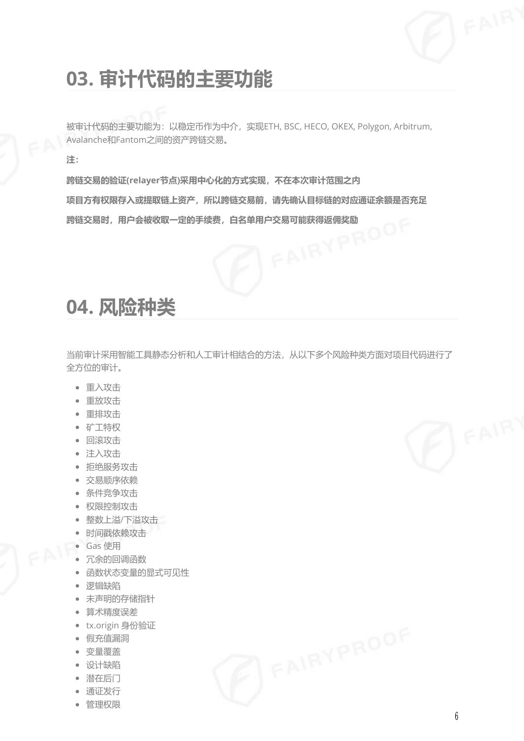## 03. 审计代码的主要功能

被审计代码的主要功能为：以稳定币作为中介，实现ETH, BSC, HECO, OKEX, Polygon, Arbitrum, Avalanche和Fantom之间的资产跨链交易。

**注：**

**跨链交易的验证(relayer节点)采用中心化的方式实现，不在本次审计范围之内**

**项目方有权限存入或提取链上资产，所以跨链交易前，请先确认目标链的对应通证余额是否充足**

**跨链交易时，用户会被收取一定的手续费，白名单用户交易可能获得返佣奖励**

## 04. 风险种类

当前审计采用智能工具静态分析和人工审计相结合的方法，从以下多个风险种类方面对项目代码进行了全方位的审计。

- 重入攻击
- 重放攻击
- 重排攻击
- 矿工特权
- 回滚攻击
- 注入攻击
- 拒绝服务攻击
- 交易顺序依赖
- 条件竞争攻击
- 权限控制攻击
- 整数上溢/下溢攻击
- 时间戳依赖攻击
- Gas 使用
- 冗余的回调函数
- 函数状态变量的显式可见性
- 逻辑缺陷
- 未声明的存储指针
- 算术精度误差
- tx.origin 身份验证
- 假充值漏洞
- 变量覆盖
- 设计缺陷
- 潜在后门
- 通证发行
- 管理权限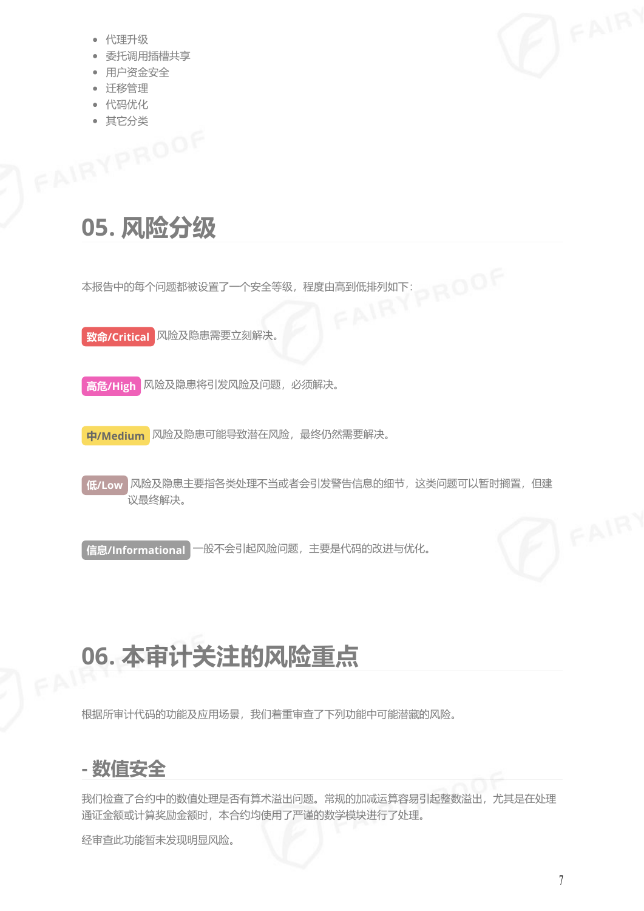- 代理升级
- 委托调用插槽共享
- 用户资金安全
- 迁移管理
- 代码优化
- 其它分类

# 05. 风险分级

本报告中的每个问题都被设置了一个安全等级，程度由高到低排列如下：

**致命/Critical** 风险及隐患需要立刻解决。

**高危/High** 风险及隐患将引发风险及问题，必须解决。

**中/Medium** 风险及隐患可能导致潜在风险，最终仍然需要解决。

**低/Low** 风险及隐患主要指各类处理不当或者会引发警告信息的细节，这类问题可以暂时搁置，但建议最终解决。

**信息/Informational** 一般不会引起风险问题，主要是代码的改进与优化。

# 06. 本审计关注的风险重点

根据所审计代码的功能及应用场景，我们着重审查了下列功能中可能潜藏的风险。

## - 数值安全

我们检查了合约中的数值处理是否有算术溢出问题。常规的加减运算容易引起整数溢出，尤其是在处理通证金额或计算奖励金额时，本合约均使用了严谨的数学模块进行了处理。

经审查此功能暂未发现明显风险。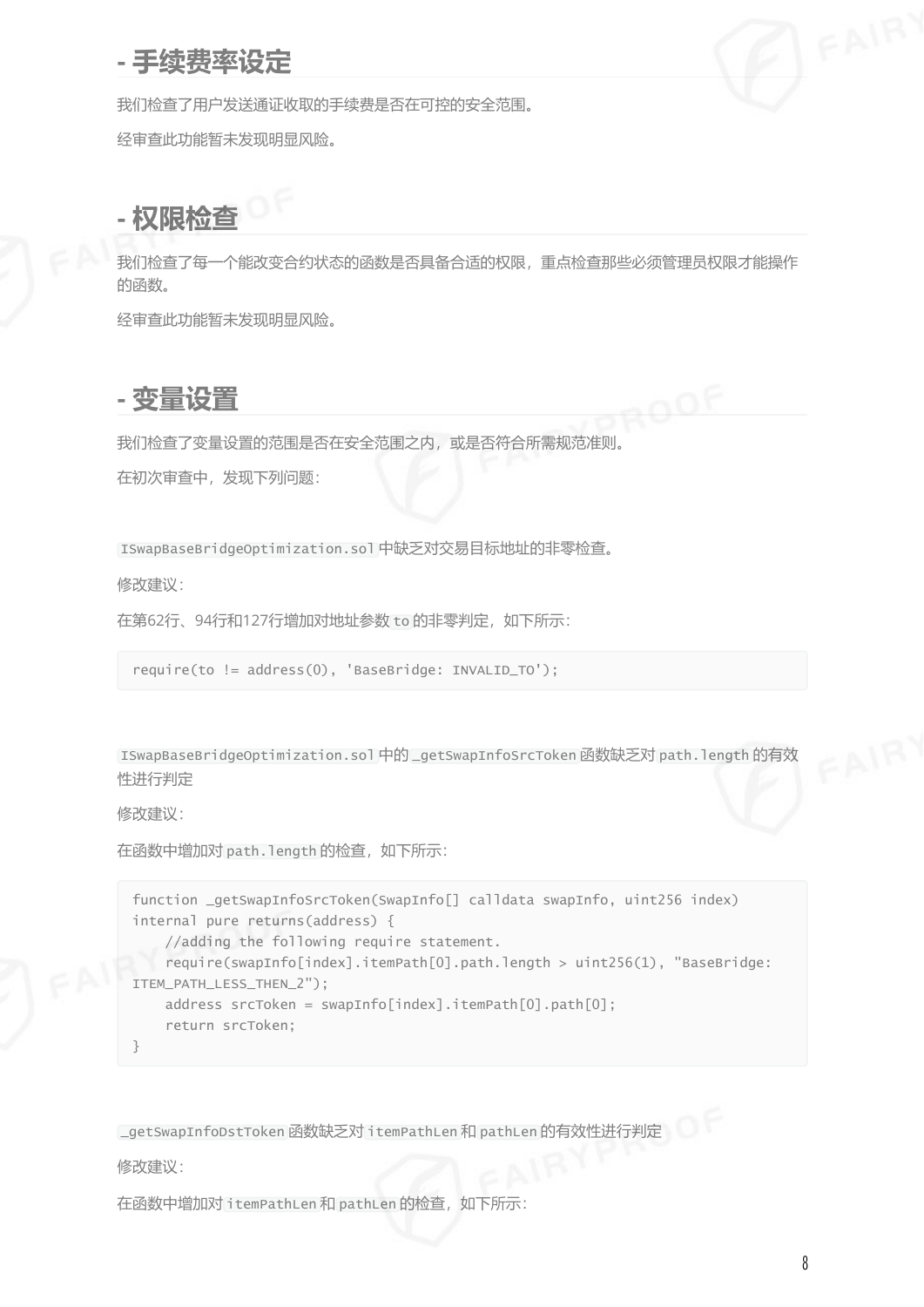## - 手续费率设定

我们检查了用户发送通证收取的手续费是否在可控的安全范围。

经审查此功能暂未发现明显风险。

## - 权限检查

我们检查了每一个能改变合约状态的函数是否具备合适的权限，重点检查那些必须管理员权限才能操作的函数。

经审查此功能暂未发现明显风险。

## - 变量设置

我们检查了变量设置的范围是否在安全范围之内，或是否符合所需规范准则。

在初次审查中，发现下列问题：

`ISwapBaseBridgeOptimization.sol` 中缺乏对交易目标地址的非零检查。

修改建议：

在第62行、94行和127行增加对地址参数 `to` 的非零判定，如下所示：

```
require(to != address(0), 'BaseBridge: INVALID_TO');
```

`ISwapBaseBridgeOptimization.sol` 中的 `_getSwapInfoSrcToken` 函数缺乏对 `path.length` 的有效性进行判定

修改建议：

在函数中增加对 `path.length` 的检查，如下所示：

```
function _getSwapInfoSrcToken(SwapInfo[] calldata swapInfo, uint256 index)
internal pure returns(address) {
    //adding the following require statement.
    require(swapInfo[index].itemPath[0].path.length > uint256(1), "BaseBridge:
ITEM_PATH_LESS_THEN_2");
    address srcToken = swapInfo[index].itemPath[0].path[0];
    return srcToken;
}
```

`_getSwapInfoDstToken` 函数缺乏对 `itemPathLen` 和 `pathLen` 的有效性进行判定

修改建议：

在函数中增加对 `itemPathLen` 和 `pathLen` 的检查，如下所示：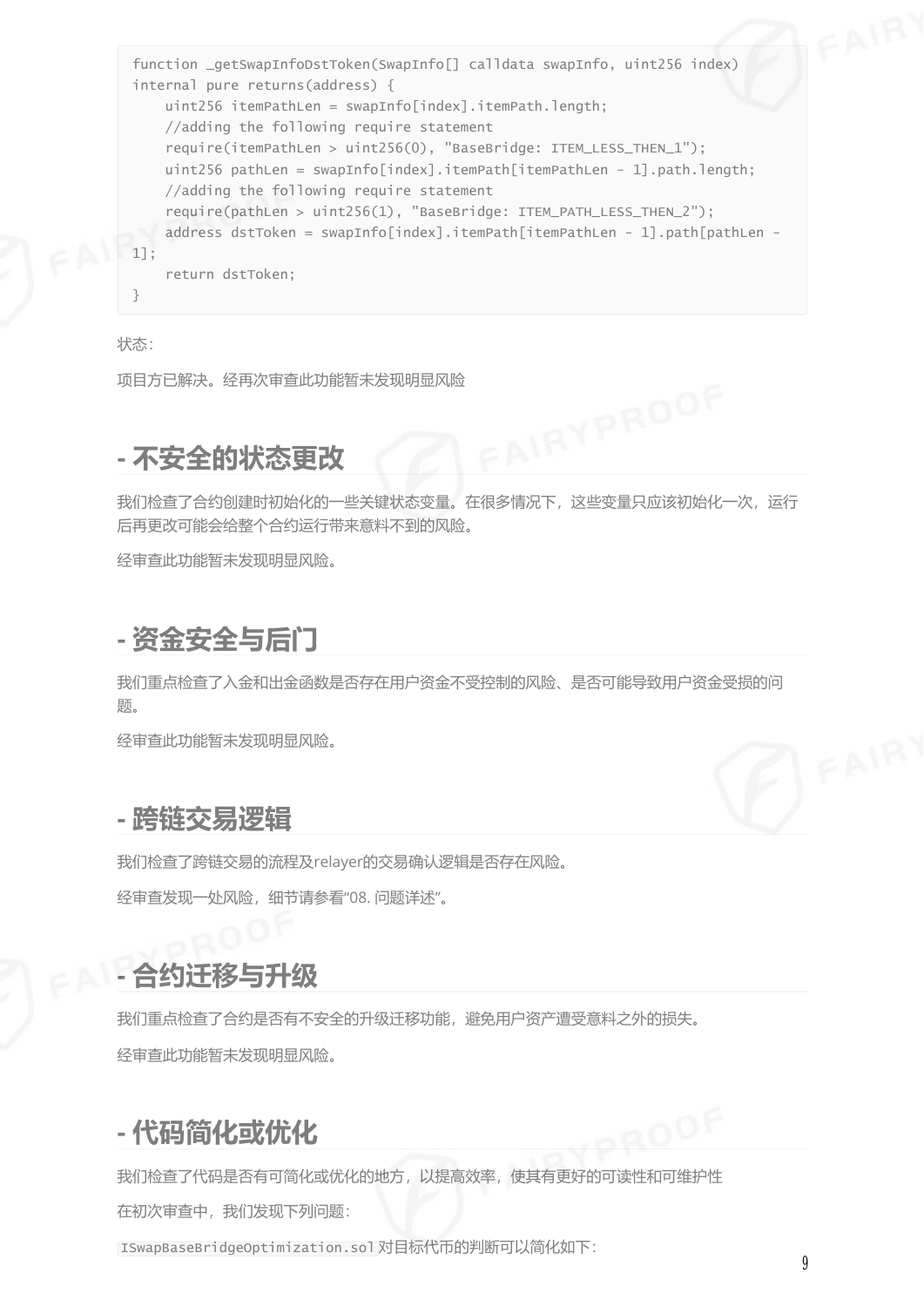```
function _getSwapInfoDstToken(SwapInfo[] calldata swapInfo, uint256 index)
internal pure returns(address) {
    uint256 itemPathLen = swapInfo[index].itemPath.length;
    //adding the following require statement
    require(itemPathLen > uint256(0), "BaseBridge: ITEM_LESS_THEN_1");
    uint256 pathLen = swapInfo[index].itemPath[itemPathLen - 1].path.length;
    //adding the following require statement
    require(pathLen > uint256(1), "BaseBridge: ITEM_PATH_LESS_THEN_2");
    address dstToken = swapInfo[index].itemPath[itemPathLen - 1].path[pathLen -
1];
    return dstToken;
}
```

状态:

项目方已解决。经再次审查此功能暂未发现明显风险

## - 不安全的状态更改

我们检查了合约创建时初始化的一些关键状态变量。在很多情况下，这些变量只应该初始化一次，运行后再更改可能会给整个合约运行带来意料不到的风险。

经审查此功能暂未发现明显风险。

## - 资金安全与后门

我们重点检查了入金和出金函数是否存在用户资金不受控制的风险、是否可能导致用户资金受损的问题。

经审查此功能暂未发现明显风险。

## - 跨链交易逻辑

我们检查了跨链交易的流程及relayer的交易确认逻辑是否存在风险。

经审查发现一处风险，细节请参看"08. 问题详述"。

## - 合约迁移与升级

我们重点检查了合约是否有不安全的升级迁移功能，避免用户资产遭受意料之外的损失。

经审查此功能暂未发现明显风险。

## - 代码简化或优化

我们检查了代码是否有可简化或优化的地方，以提高效率，使其有更好的可读性和可维护性

在初次审查中，我们发现下列问题：

`ISwapBaseBridgeOptimization.sol` 对目标代币的判断可以简化如下：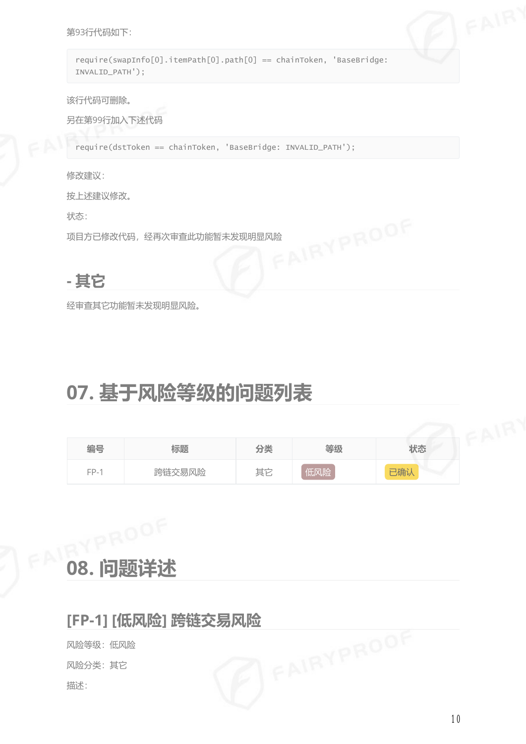第93行代码如下：

```
require(swapInfo[0].itemPath[0].path[0] == chainToken, 'BaseBridge: INVALID_PATH');
```

该行代码可删除。

另在第99行加入下述代码

```
require(dstToken == chainToken, 'BaseBridge: INVALID_PATH');
```

修改建议：

按上述建议修改。

状态：

项目方已修改代码，经再次审查此功能暂未发现明显风险

## - 其它

经审查其它功能暂未发现明显风险。

# 07. 基于风险等级的问题列表

| 编号 | 标题 | 分类 | 等级 | 状态 |
| --- | --- | --- | --- | --- |
| FP-1 | 跨链交易风险 | 其它 | 低风险 | 已确认 |

# 08. 问题详述

## [FP-1] [低风险] 跨链交易风险

风险等级：低风险

风险分类：其它

描述：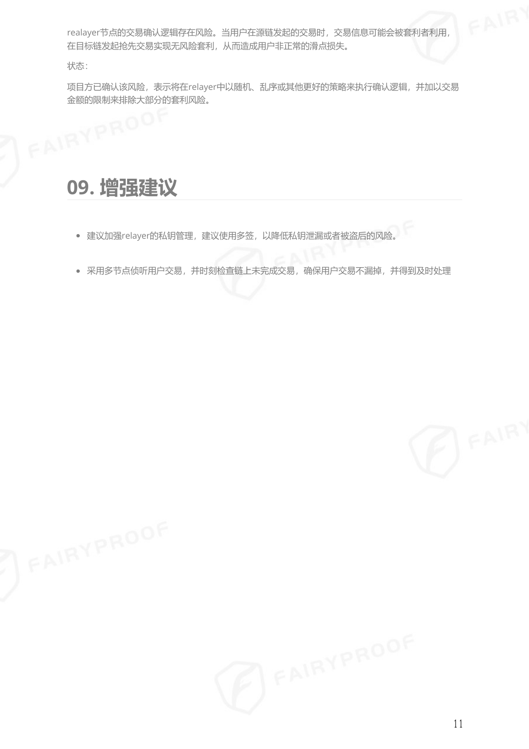realayer节点的交易确认逻辑存在风险。当用户在源链发起的交易时，交易信息可能会被套利者利用，在目标链发起抢先交易实现无风险套利，从而造成用户非正常的滑点损失。

状态：

项目方已确认该风险，表示将在relayer中以随机、乱序或其他更好的策略来执行确认逻辑，并加以交易金额的限制来排除大部分的套利风险。

## 09. 增强建议

- 建议加强relayer的私钥管理，建议使用多签，以降低私钥泄漏或者被盗后的风险。
- 采用多节点侦听用户交易，并时刻检查链上未完成交易，确保用户交易不漏掉，并得到及时处理